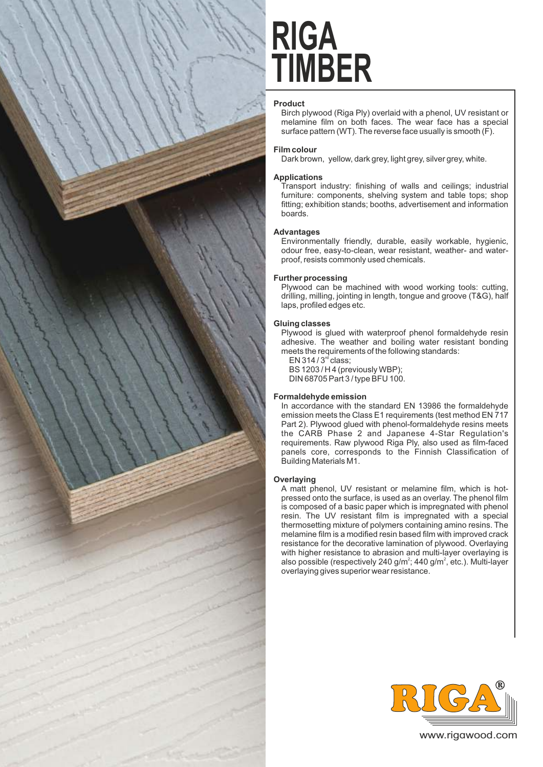# RIGA TIMBER

### Product

Birch plywood (Riga Ply) overlaid with a phenol, UV resistant or melamine film on both faces. The wear face has a special surface pattern (WT). The reverse face usually is smooth (F).

### Film colour

Dark brown, yellow, dark grey, light grey, silver grey, white.

### Applications

Transport industry: finishing of walls and ceilings; industrial furniture: components, shelving system and table tops; shop fitting; exhibition stands; booths, advertisement and information boards.

### Advantages

Environmentally friendly, durable, easily workable, hygienic, odour free, easy-to-clean, wear resistant, weather- and waterproof, resists commonly used chemicals.

### Further processing

Plywood can be machined with wood working tools: cutting, drilling, milling, jointing in length, tongue and groove (T&G), half laps, profiled edges etc.

### Gluing classes

Plywood is glued with waterproof phenol formaldehyde resin adhesive. The weather and boiling water resistant bonding meets the requirements of the following standards:

EN 314 / 3rd class;
BS 1203 / H 4 (previously WBP);
DIN 68705 Part 3 / type BFU 100.

### Formaldehyde emission

In accordance with the standard EN 13986 the formaldehyde emission meets the Class E1 requirements (test method EN 717 Part 2). Plywood glued with phenol-formaldehyde resins meets the CARB Phase 2 and Japanese 4-Star Regulation's requirements. Raw plywood Riga Ply, also used as film-faced panels core, corresponds to the Finnish Classification of Building Materials M1.

### Overlaying

A matt phenol, UV resistant or melamine film, which is hot-pressed onto the surface, is used as an overlay. The phenol film is composed of a basic paper which is impregnated with phenol resin. The UV resistant film is impregnated with a special thermosetting mixture of polymers containing amino resins. The melamine film is a modified resin based film with improved crack resistance for the decorative lamination of plywood. Overlaying with higher resistance to abrasion and multi-layer overlaying is also possible (respectively 240 g/m$^2$; 440 g/m$^2$, etc.). Multi-layer overlaying gives superior wear resistance.

RIGA®

www.rigawood.com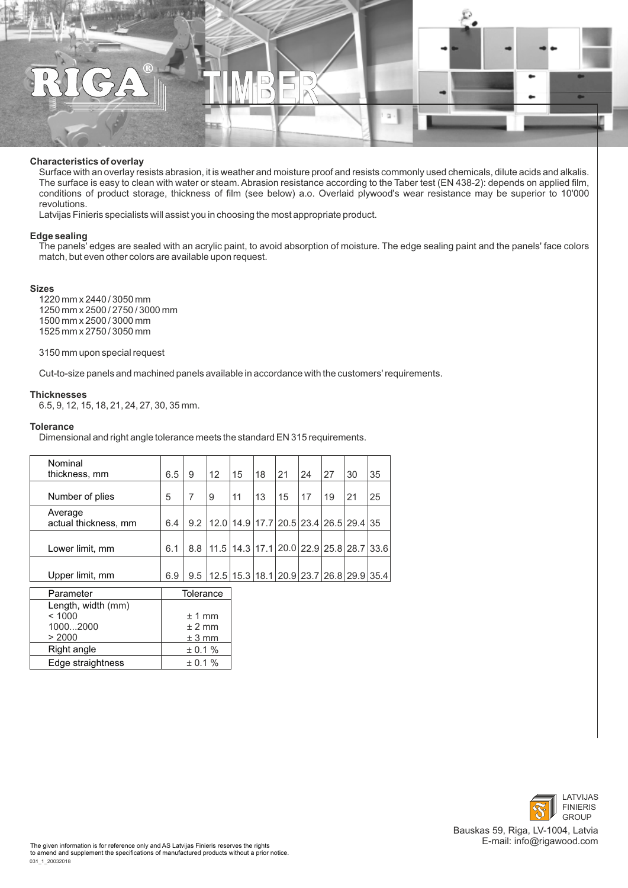RIGA® TIMBER

### Characteristics of overlay

Surface with an overlay resists abrasion, it is weather and moisture proof and resists commonly used chemicals, dilute acids and alkalis. The surface is easy to clean with water or steam. Abrasion resistance according to the Taber test (EN 438-2): depends on applied film, conditions of product storage, thickness of film (see below) a.o. Overlaid plywood's wear resistance may be superior to 10'000 revolutions.

Latvijas Finieris specialists will assist you in choosing the most appropriate product.

### Edge sealing

The panels' edges are sealed with an acrylic paint, to avoid absorption of moisture. The edge sealing paint and the panels' face colors match, but even other colors are available upon request.

### Sizes

1220 mm x 2440 / 3050 mm
1250 mm x 2500 / 2750 / 3000 mm
1500 mm x 2500 / 3000 mm
1525 mm x 2750 / 3050 mm

3150 mm upon special request

Cut-to-size panels and machined panels available in accordance with the customers' requirements.

### Thicknesses

6.5, 9, 12, 15, 18, 21, 24, 27, 30, 35 mm.

### Tolerance

Dimensional and right angle tolerance meets the standard EN 315 requirements.

| Nominal thickness, mm | 6.5 | 9 | 12 | 15 | 18 | 21 | 24 | 27 | 30 | 35 |
|---|---|---|---|---|---|---|---|---|---|---|
| Number of plies | 5 | 7 | 9 | 11 | 13 | 15 | 17 | 19 | 21 | 25 |
| Average actual thickness, mm | 6.4 | 9.2 | 12.0 | 14.9 | 17.7 | 20.5 | 23.4 | 26.5 | 29.4 | 35 |
| Lower limit, mm | 6.1 | 8.8 | 11.5 | 14.3 | 17.1 | 20.0 | 22.9 | 25.8 | 28.7 | 33.6 |
| Upper limit, mm | 6.9 | 9.5 | 12.5 | 15.3 | 18.1 | 20.9 | 23.7 | 26.8 | 29.9 | 35.4 |

| Parameter | Tolerance |
|---|---|
| Length, width (mm) | |
| < 1000 | ± 1 mm |
| 1000...2000 | ± 2 mm |
| > 2000 | ± 3 mm |
| Right angle | ± 0.1 % |
| Edge straightness | ± 0.1 % |

LATVIJAS FINIERIS GROUP

Bauskas 59, Riga, LV-1004, Latvia
E-mail: info@rigawood.com

The given information is for reference only and AS Latvijas Finieris reserves the rights to amend and supplement the specifications of manufactured products without a prior notice.

031_1_20032018